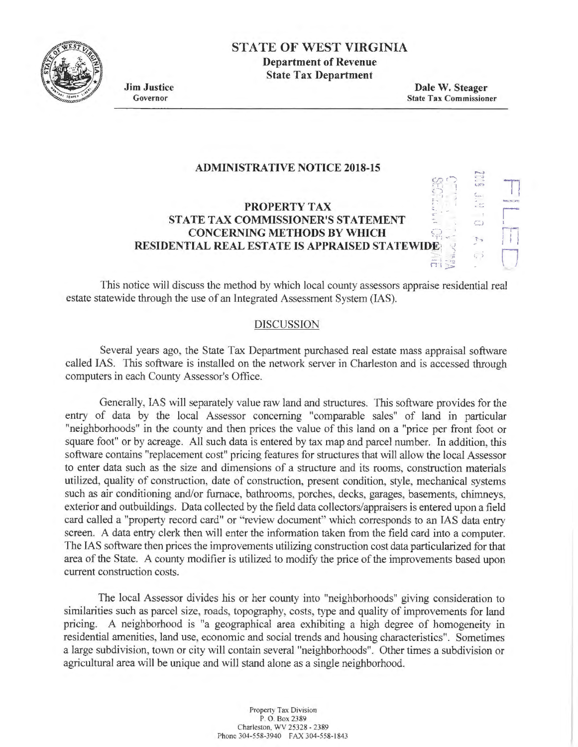# STATE OF WEST VIRGINIA

**Department of Revenue**
**State Tax Department**

**Jim Justice**
Governor

**Dale W. Steager**
State Tax Commissioner

## ADMINISTRATIVE NOTICE 2018-15

## PROPERTY TAX
## STATE TAX COMMISSIONER'S STATEMENT CONCERNING METHODS BY WHICH RESIDENTIAL REAL ESTATE IS APPRAISED STATEWIDE

This notice will discuss the method by which local county assessors appraise residential real estate statewide through the use of an Integrated Assessment System (IAS).

### DISCUSSION

Several years ago, the State Tax Department purchased real estate mass appraisal software called IAS. This software is installed on the network server in Charleston and is accessed through computers in each County Assessor's Office.

Generally, IAS will separately value raw land and structures. This software provides for the entry of data by the local Assessor concerning "comparable sales" of land in particular "neighborhoods" in the county and then prices the value of this land on a "price per front foot or square foot" or by acreage. All such data is entered by tax map and parcel number. In addition, this software contains "replacement cost" pricing features for structures that will allow the local Assessor to enter data such as the size and dimensions of a structure and its rooms, construction materials utilized, quality of construction, date of construction, present condition, style, mechanical systems such as air conditioning and/or furnace, bathrooms, porches, decks, garages, basements, chimneys, exterior and outbuildings. Data collected by the field data collectors/appraisers is entered upon a field card called a "property record card" or "review document" which corresponds to an IAS data entry screen. A data entry clerk then will enter the information taken from the field card into a computer. The IAS software then prices the improvements utilizing construction cost data particularized for that area of the State. A county modifier is utilized to modify the price of the improvements based upon current construction costs.

The local Assessor divides his or her county into "neighborhoods" giving consideration to similarities such as parcel size, roads, topography, costs, type and quality of improvements for land pricing. A neighborhood is "a geographical area exhibiting a high degree of homogeneity in residential amenities, land use, economic and social trends and housing characteristics". Sometimes a large subdivision, town or city will contain several "neighborhoods". Other times a subdivision or agricultural area will be unique and will stand alone as a single neighborhood.

Property Tax Division
P. O. Box 2389
Charleston, WV 25328 - 2389
Phone 304-558-3940 FAX 304-558-1843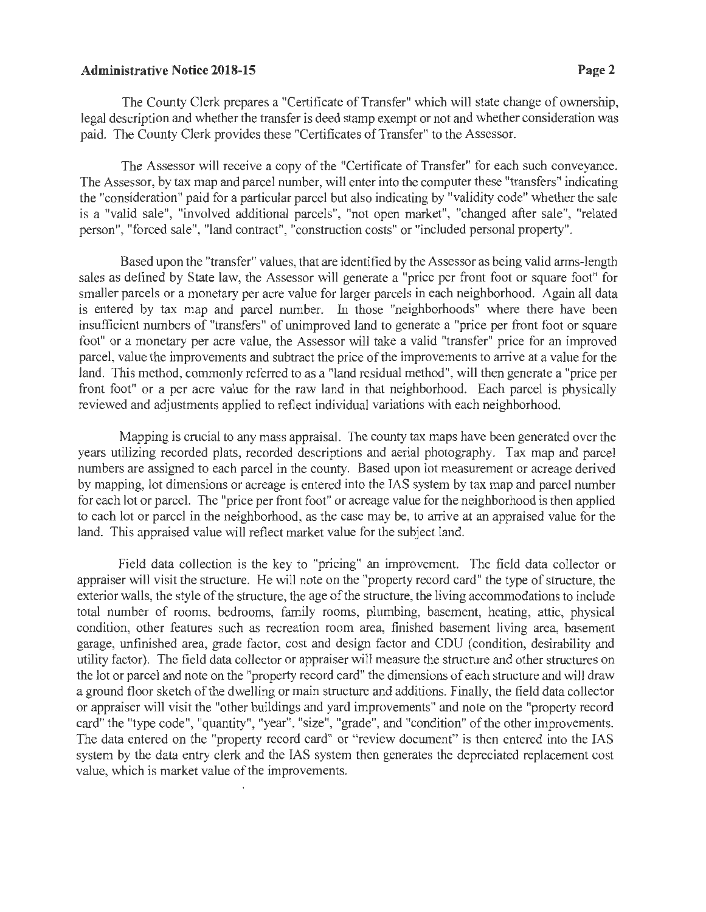The County Clerk prepares a "Certificate of Transfer" which will state change of ownership, legal description and whether the transfer is deed stamp exempt or not and whether consideration was paid. The County Clerk provides these "Certificates of Transfer" to the Assessor.

The Assessor will receive a copy of the "Certificate of Transfer" for each such conveyance. The Assessor, by tax map and parcel number, will enter into the computer these "transfers" indicating the "consideration" paid for a particular parcel but also indicating by "validity code" whether the sale is a "valid sale", "involved additional parcels", "not open market", "changed after sale", "related person", "forced sale", "land contract", "construction costs" or "included personal property".

Based upon the "transfer" values, that are identified by the Assessor as being valid arms-length sales as defined by State law, the Assessor will generate a "price per front foot or square foot" for smaller parcels or a monetary per acre value for larger parcels in each neighborhood. Again all data is entered by tax map and parcel number. In those "neighborhoods" where there have been insufficient numbers of "transfers" of unimproved land to generate a "price per front foot or square foot" or a monetary per acre value, the Assessor will take a valid "transfer" price for an improved parcel, value the improvements and subtract the price of the improvements to arrive at a value for the land. This method, commonly referred to as a "land residual method", will then generate a "price per front foot" or a per acre value for the raw land in that neighborhood. Each parcel is physically reviewed and adjustments applied to reflect individual variations with each neighborhood.

Mapping is crucial to any mass appraisal. The county tax maps have been generated over the years utilizing recorded plats, recorded descriptions and aerial photography. Tax map and parcel numbers are assigned to each parcel in the county. Based upon lot measurement or acreage derived by mapping, lot dimensions or acreage is entered into the IAS system by tax map and parcel number for each lot or parcel. The "price per front foot" or acreage value for the neighborhood is then applied to each lot or parcel in the neighborhood, as the case may be, to arrive at an appraised value for the land. This appraised value will reflect market value for the subject land.

Field data collection is the key to "pricing" an improvement. The field data collector or appraiser will visit the structure. He will note on the "property record card" the type of structure, the exterior walls, the style of the structure, the age of the structure, the living accommodations to include total number of rooms, bedrooms, family rooms, plumbing, basement, heating, attic, physical condition, other features such as recreation room area, finished basement living area, basement garage, unfinished area, grade factor, cost and design factor and CDU (condition, desirability and utility factor). The field data collector or appraiser will measure the structure and other structures on the lot or parcel and note on the "property record card" the dimensions of each structure and will draw a ground floor sketch of the dwelling or main structure and additions. Finally, the field data collector or appraiser will visit the "other buildings and yard improvements" and note on the "property record card" the "type code", "quantity", "year", "size", "grade", and "condition" of the other improvements. The data entered on the "property record card" or "review document" is then entered into the IAS system by the data entry clerk and the IAS system then generates the depreciated replacement cost value, which is market value of the improvements.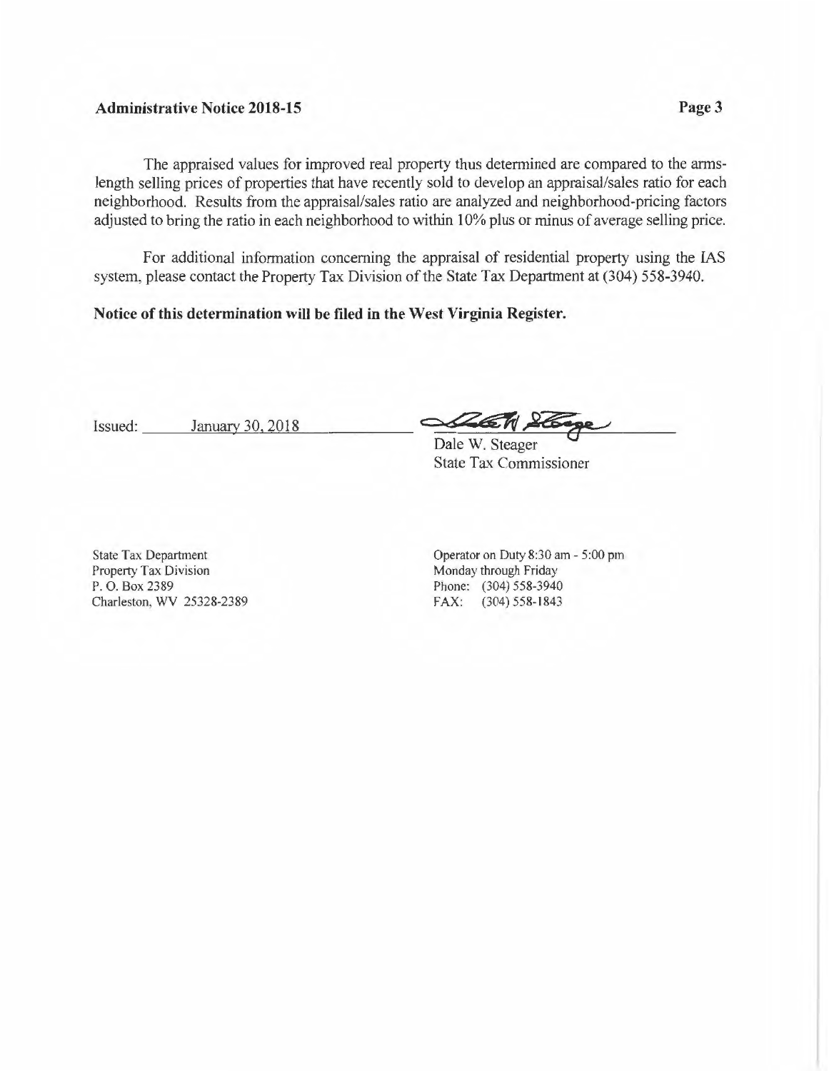The appraised values for improved real property thus determined are compared to the arms-length selling prices of properties that have recently sold to develop an appraisal/sales ratio for each neighborhood. Results from the appraisal/sales ratio are analyzed and neighborhood-pricing factors adjusted to bring the ratio in each neighborhood to within 10% plus or minus of average selling price.

For additional information concerning the appraisal of residential property using the IAS system, please contact the Property Tax Division of the State Tax Department at (304) 558-3940.

**Notice of this determination will be filed in the West Virginia Register.**

Issued: January 30, 2018

Dale W. Steager
State Tax Commissioner

State Tax Department
Property Tax Division
P. O. Box 2389
Charleston, WV 25328-2389

Operator on Duty 8:30 am - 5:00 pm
Monday through Friday
Phone: (304) 558-3940
FAX: (304) 558-1843